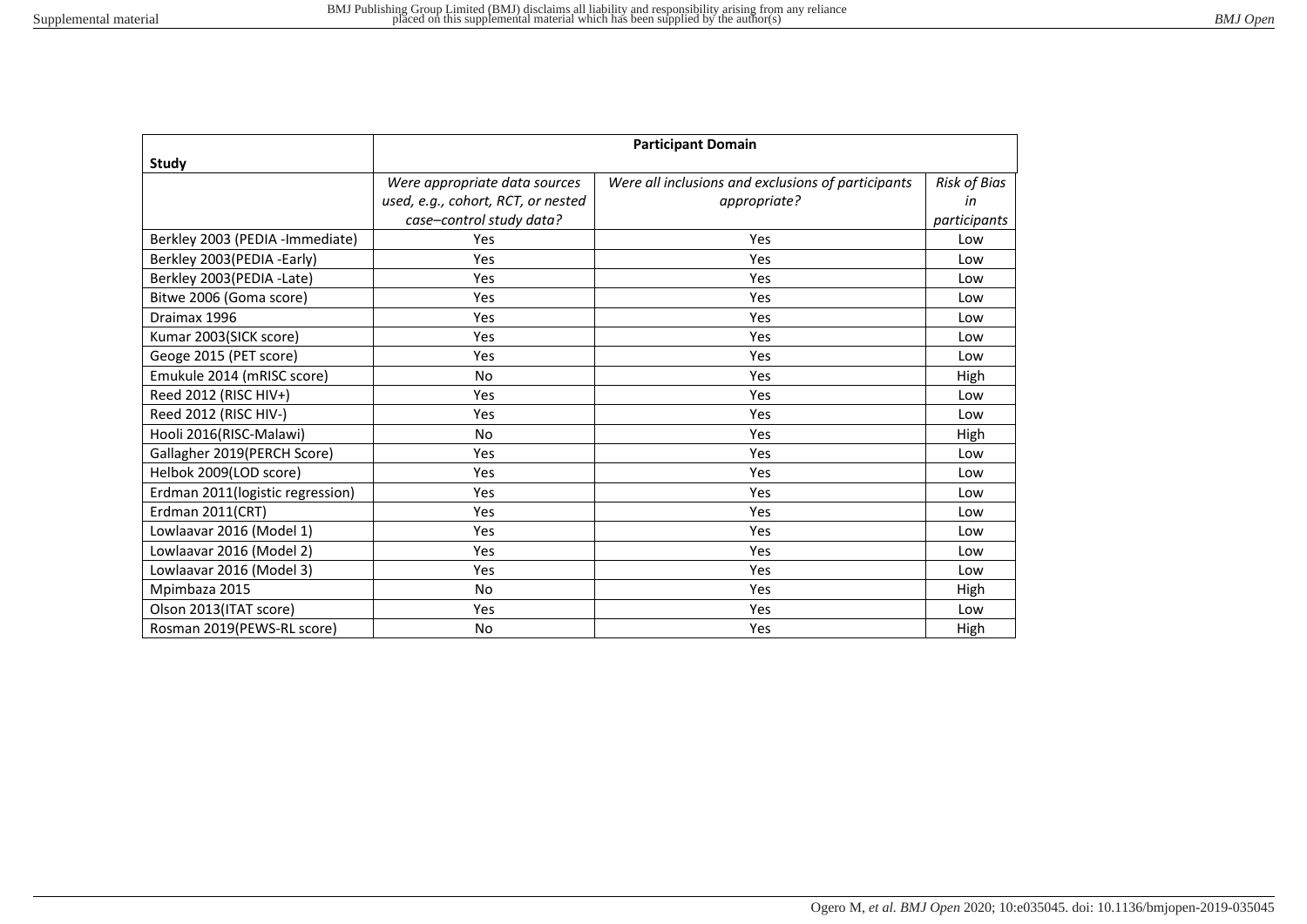| Study | Participant Domain | | |
|---|---|---|---|
| | *Were appropriate data sources used, e.g., cohort, RCT, or nested case–control study data?* | *Were all inclusions and exclusions of participants appropriate?* | *Risk of Bias in participants* |
| Berkley 2003 (PEDIA -Immediate) | Yes | Yes | Low |
| Berkley 2003(PEDIA -Early) | Yes | Yes | Low |
| Berkley 2003(PEDIA -Late) | Yes | Yes | Low |
| Bitwe 2006 (Goma score) | Yes | Yes | Low |
| Draimax 1996 | Yes | Yes | Low |
| Kumar 2003(SICK score) | Yes | Yes | Low |
| Geoge 2015 (PET score) | Yes | Yes | Low |
| Emukule 2014 (mRISC score) | No | Yes | High |
| Reed 2012 (RISC HIV+) | Yes | Yes | Low |
| Reed 2012 (RISC HIV-) | Yes | Yes | Low |
| Hooli 2016(RISC-Malawi) | No | Yes | High |
| Gallagher 2019(PERCH Score) | Yes | Yes | Low |
| Helbok 2009(LOD score) | Yes | Yes | Low |
| Erdman 2011(logistic regression) | Yes | Yes | Low |
| Erdman 2011(CRT) | Yes | Yes | Low |
| Lowlaavar 2016 (Model 1) | Yes | Yes | Low |
| Lowlaavar 2016 (Model 2) | Yes | Yes | Low |
| Lowlaavar 2016 (Model 3) | Yes | Yes | Low |
| Mpimbaza 2015 | No | Yes | High |
| Olson 2013(ITAT score) | Yes | Yes | Low |
| Rosman 2019(PEWS-RL score) | No | Yes | High |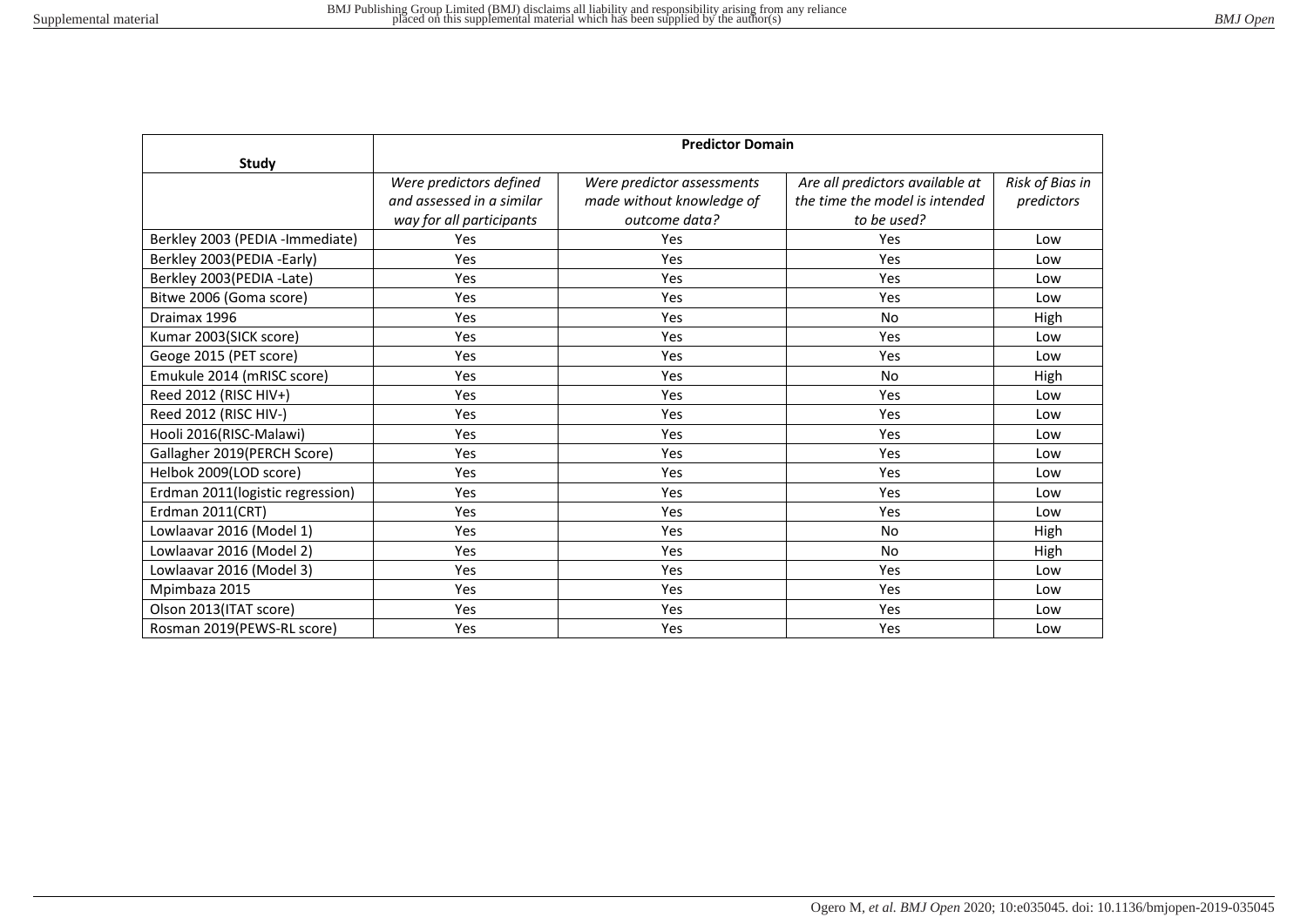| Study | Predictor Domain | | | |
|---|---|---|---|---|
| | *Were predictors defined and assessed in a similar way for all participants* | *Were predictor assessments made without knowledge of outcome data?* | *Are all predictors available at the time the model is intended to be used?* | *Risk of Bias in predictors* |
| Berkley 2003 (PEDIA -Immediate) | Yes | Yes | Yes | Low |
| Berkley 2003(PEDIA -Early) | Yes | Yes | Yes | Low |
| Berkley 2003(PEDIA -Late) | Yes | Yes | Yes | Low |
| Bitwe 2006 (Goma score) | Yes | Yes | Yes | Low |
| Draimax 1996 | Yes | Yes | No | High |
| Kumar 2003(SICK score) | Yes | Yes | Yes | Low |
| Geoge 2015 (PET score) | Yes | Yes | Yes | Low |
| Emukule 2014 (mRISC score) | Yes | Yes | No | High |
| Reed 2012 (RISC HIV+) | Yes | Yes | Yes | Low |
| Reed 2012 (RISC HIV-) | Yes | Yes | Yes | Low |
| Hooli 2016(RISC-Malawi) | Yes | Yes | Yes | Low |
| Gallagher 2019(PERCH Score) | Yes | Yes | Yes | Low |
| Helbok 2009(LOD score) | Yes | Yes | Yes | Low |
| Erdman 2011(logistic regression) | Yes | Yes | Yes | Low |
| Erdman 2011(CRT) | Yes | Yes | Yes | Low |
| Lowlaavar 2016 (Model 1) | Yes | Yes | No | High |
| Lowlaavar 2016 (Model 2) | Yes | Yes | No | High |
| Lowlaavar 2016 (Model 3) | Yes | Yes | Yes | Low |
| Mpimbaza 2015 | Yes | Yes | Yes | Low |
| Olson 2013(ITAT score) | Yes | Yes | Yes | Low |
| Rosman 2019(PEWS-RL score) | Yes | Yes | Yes | Low |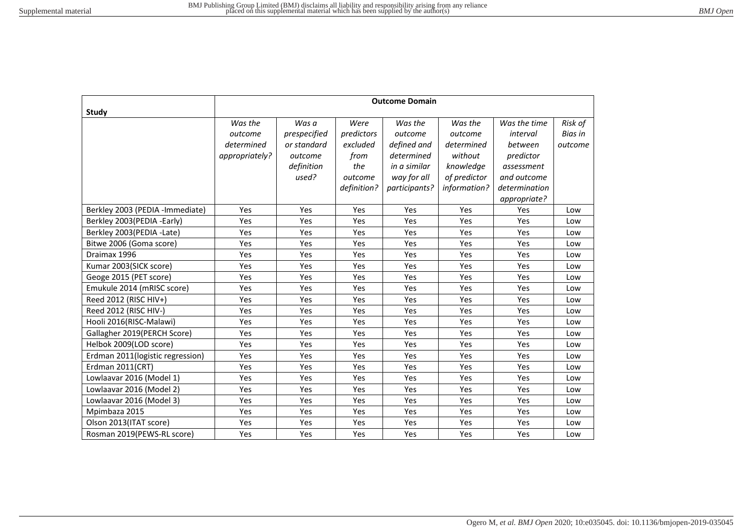| Study | Outcome Domain | | | | | | |
|---|---|---|---|---|---|---|---|
| | *Was the outcome determined appropriately?* | *Was a prespecified or standard outcome definition used?* | *Were predictors excluded from the outcome definition?* | *Was the outcome defined and determined in a similar way for all participants?* | *Was the outcome determined without knowledge of predictor information?* | *Was the time interval between predictor assessment and outcome determination appropriate?* | *Risk of Bias in outcome* |
| Berkley 2003 (PEDIA -Immediate) | Yes | Yes | Yes | Yes | Yes | Yes | Low |
| Berkley 2003(PEDIA -Early) | Yes | Yes | Yes | Yes | Yes | Yes | Low |
| Berkley 2003(PEDIA -Late) | Yes | Yes | Yes | Yes | Yes | Yes | Low |
| Bitwe 2006 (Goma score) | Yes | Yes | Yes | Yes | Yes | Yes | Low |
| Draimax 1996 | Yes | Yes | Yes | Yes | Yes | Yes | Low |
| Kumar 2003(SICK score) | Yes | Yes | Yes | Yes | Yes | Yes | Low |
| Geoge 2015 (PET score) | Yes | Yes | Yes | Yes | Yes | Yes | Low |
| Emukule 2014 (mRISC score) | Yes | Yes | Yes | Yes | Yes | Yes | Low |
| Reed 2012 (RISC HIV+) | Yes | Yes | Yes | Yes | Yes | Yes | Low |
| Reed 2012 (RISC HIV-) | Yes | Yes | Yes | Yes | Yes | Yes | Low |
| Hooli 2016(RISC-Malawi) | Yes | Yes | Yes | Yes | Yes | Yes | Low |
| Gallagher 2019(PERCH Score) | Yes | Yes | Yes | Yes | Yes | Yes | Low |
| Helbok 2009(LOD score) | Yes | Yes | Yes | Yes | Yes | Yes | Low |
| Erdman 2011(logistic regression) | Yes | Yes | Yes | Yes | Yes | Yes | Low |
| Erdman 2011(CRT) | Yes | Yes | Yes | Yes | Yes | Yes | Low |
| Lowlaavar 2016 (Model 1) | Yes | Yes | Yes | Yes | Yes | Yes | Low |
| Lowlaavar 2016 (Model 2) | Yes | Yes | Yes | Yes | Yes | Yes | Low |
| Lowlaavar 2016 (Model 3) | Yes | Yes | Yes | Yes | Yes | Yes | Low |
| Mpimbaza 2015 | Yes | Yes | Yes | Yes | Yes | Yes | Low |
| Olson 2013(ITAT score) | Yes | Yes | Yes | Yes | Yes | Yes | Low |
| Rosman 2019(PEWS-RL score) | Yes | Yes | Yes | Yes | Yes | Yes | Low |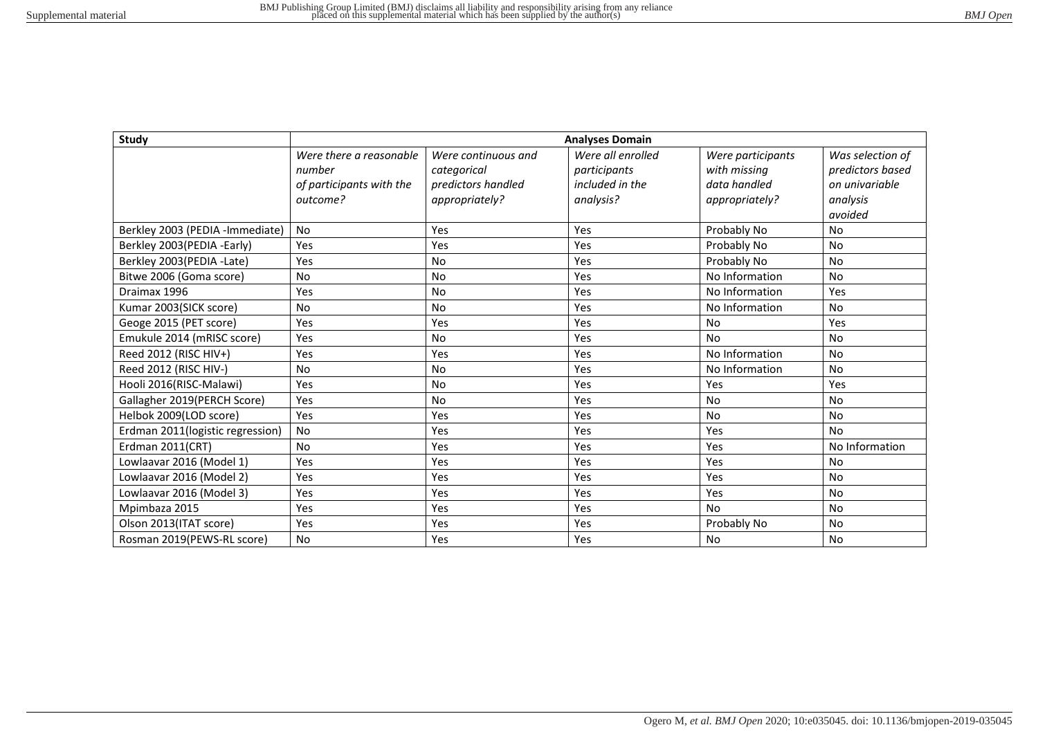| Study | Analyses Domain | | | | |
|---|---|---|---|---|---|
| | *Were there a reasonable number of participants with the outcome?* | *Were continuous and categorical predictors handled appropriately?* | *Were all enrolled participants included in the analysis?* | *Were participants with missing data handled appropriately?* | *Was selection of predictors based on univariable analysis avoided* |
| Berkley 2003 (PEDIA -Immediate) | No | Yes | Yes | Probably No | No |
| Berkley 2003(PEDIA -Early) | Yes | Yes | Yes | Probably No | No |
| Berkley 2003(PEDIA -Late) | Yes | No | Yes | Probably No | No |
| Bitwe 2006 (Goma score) | No | No | Yes | No Information | No |
| Draimax 1996 | Yes | No | Yes | No Information | Yes |
| Kumar 2003(SICK score) | No | No | Yes | No Information | No |
| Geoge 2015 (PET score) | Yes | Yes | Yes | No | Yes |
| Emukule 2014 (mRISC score) | Yes | No | Yes | No | No |
| Reed 2012 (RISC HIV+) | Yes | Yes | Yes | No Information | No |
| Reed 2012 (RISC HIV-) | No | No | Yes | No Information | No |
| Hooli 2016(RISC-Malawi) | Yes | No | Yes | Yes | Yes |
| Gallagher 2019(PERCH Score) | Yes | No | Yes | No | No |
| Helbok 2009(LOD score) | Yes | Yes | Yes | No | No |
| Erdman 2011(logistic regression) | No | Yes | Yes | Yes | No |
| Erdman 2011(CRT) | No | Yes | Yes | Yes | No Information |
| Lowlaavar 2016 (Model 1) | Yes | Yes | Yes | Yes | No |
| Lowlaavar 2016 (Model 2) | Yes | Yes | Yes | Yes | No |
| Lowlaavar 2016 (Model 3) | Yes | Yes | Yes | Yes | No |
| Mpimbaza 2015 | Yes | Yes | Yes | No | No |
| Olson 2013(ITAT score) | Yes | Yes | Yes | Probably No | No |
| Rosman 2019(PEWS-RL score) | No | Yes | Yes | No | No |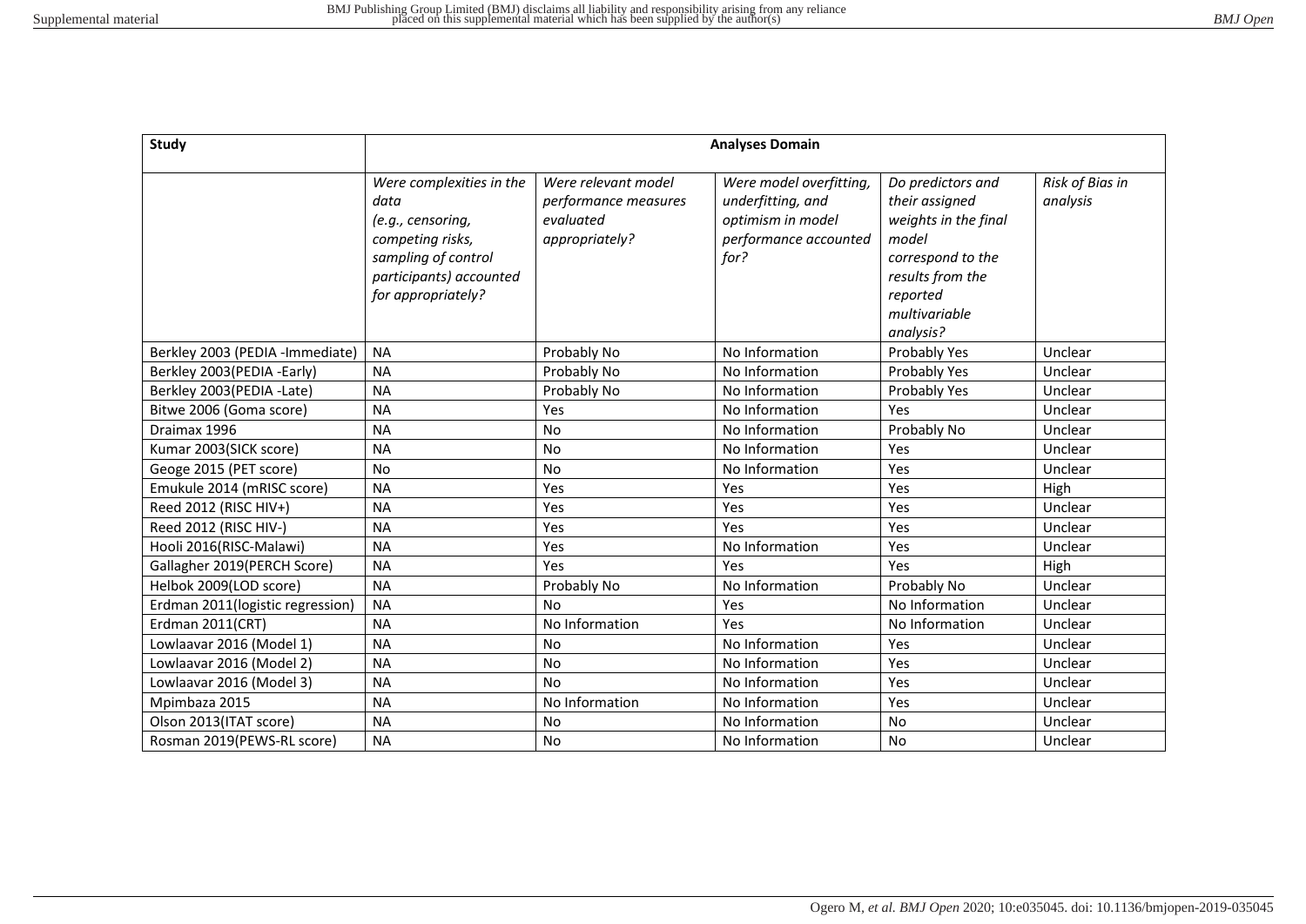| **Study** | **Analyses Domain** | | | | |
|---|---|---|---|---|---|
| | *Were complexities in the data (e.g., censoring, competing risks, sampling of control participants) accounted for appropriately?* | *Were relevant model performance measures evaluated appropriately?* | *Were model overfitting, underfitting, and optimism in model performance accounted for?* | *Do predictors and their assigned weights in the final model correspond to the results from the reported multivariable analysis?* | *Risk of Bias in analysis* |
| Berkley 2003 (PEDIA -Immediate) | NA | Probably No | No Information | Probably Yes | Unclear |
| Berkley 2003(PEDIA -Early) | NA | Probably No | No Information | Probably Yes | Unclear |
| Berkley 2003(PEDIA -Late) | NA | Probably No | No Information | Probably Yes | Unclear |
| Bitwe 2006 (Goma score) | NA | Yes | No Information | Yes | Unclear |
| Draimax 1996 | NA | No | No Information | Probably No | Unclear |
| Kumar 2003(SICK score) | NA | No | No Information | Yes | Unclear |
| Geoge 2015 (PET score) | No | No | No Information | Yes | Unclear |
| Emukule 2014 (mRISC score) | NA | Yes | Yes | Yes | High |
| Reed 2012 (RISC HIV+) | NA | Yes | Yes | Yes | Unclear |
| Reed 2012 (RISC HIV-) | NA | Yes | Yes | Yes | Unclear |
| Hooli 2016(RISC-Malawi) | NA | Yes | No Information | Yes | Unclear |
| Gallagher 2019(PERCH Score) | NA | Yes | Yes | Yes | High |
| Helbok 2009(LOD score) | NA | Probably No | No Information | Probably No | Unclear |
| Erdman 2011(logistic regression) | NA | No | Yes | No Information | Unclear |
| Erdman 2011(CRT) | NA | No Information | Yes | No Information | Unclear |
| Lowlaavar 2016 (Model 1) | NA | No | No Information | Yes | Unclear |
| Lowlaavar 2016 (Model 2) | NA | No | No Information | Yes | Unclear |
| Lowlaavar 2016 (Model 3) | NA | No | No Information | Yes | Unclear |
| Mpimbaza 2015 | NA | No Information | No Information | Yes | Unclear |
| Olson 2013(ITAT score) | NA | No | No Information | No | Unclear |
| Rosman 2019(PEWS-RL score) | NA | No | No Information | No | Unclear |